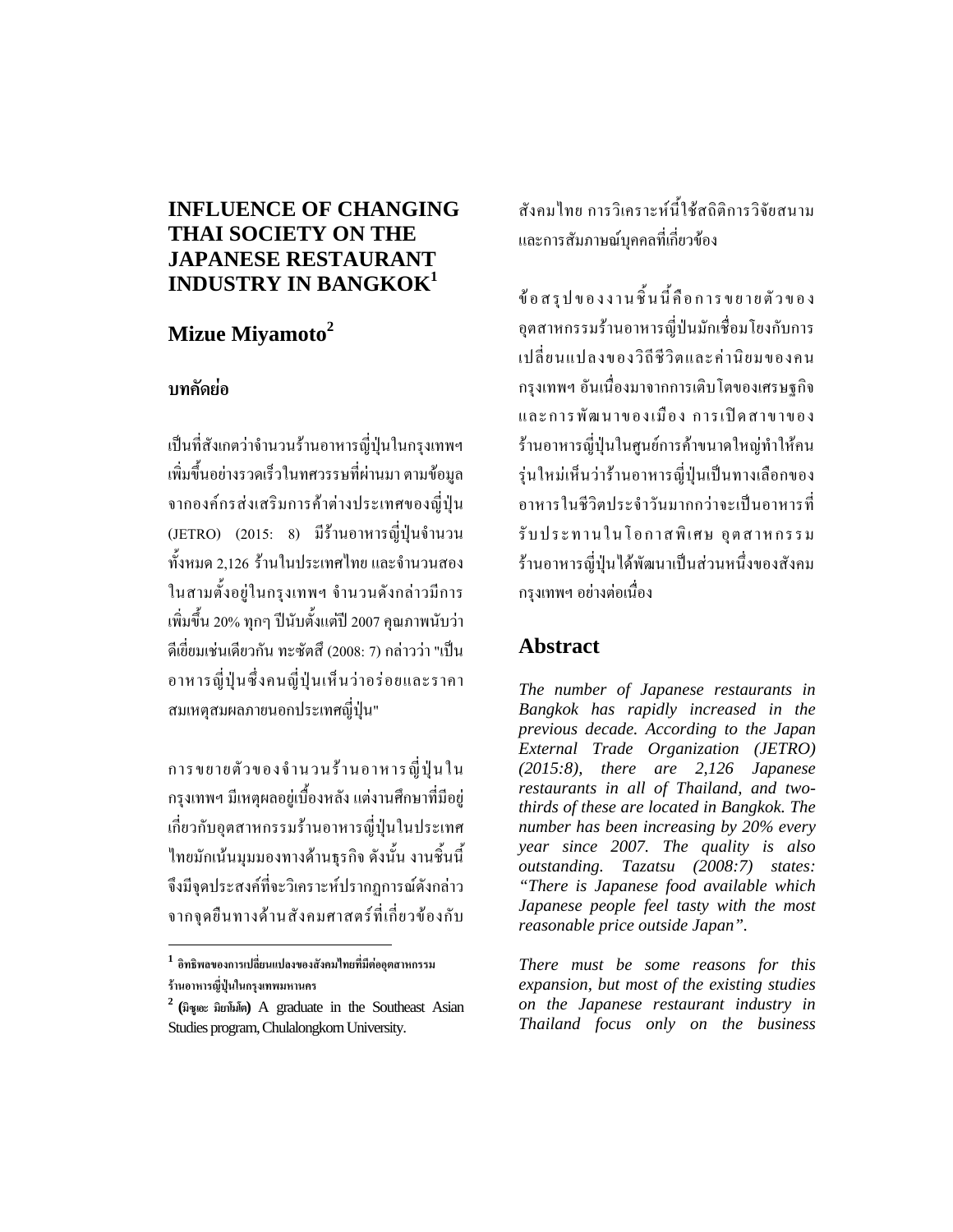# INFLUENCE OF CHANGING THAI SOCIETY ON THE JAPANESE RESTAURANT INDUSTRY IN BANGKOK[1]

## Mizue Miyamoto[2]

### บทคัดย่อ

เป็นที่สังเกตว่าจำนวนร้านอาหารญี่ปุ่นในกรุงเทพฯ เพิ่มขึ้นอย่างรวดเร็วในทศวรรษที่ผ่านมา ตามข้อมูลจากองค์กรส่งเสริมการค้าต่างประเทศของญี่ปุ่น (JETRO) (2015: 8) มีร้านอาหารญี่ปุ่นจำนวนทั้งหมด 2,126 ร้านในประเทศไทย และจำนวนสองในสามตั้งอยู่ในกรุงเทพฯ จำนวนดังกล่าวมีการเพิ่มขึ้น 20% ทุกๆ ปีนับตั้งแต่ปี 2007 คุณภาพนับว่าดีเยี่ยมเช่นเดียวกัน ทะซัตสึ (2008: 7) กล่าวว่า "เป็นอาหารญี่ปุ่นซึ่งคนญี่ปุ่นเห็นว่าอร่อยและราคาสมเหตุสมผลภายนอกประเทศญี่ปุ่น"

การขยายตัวของจำนวนร้านอาหารญี่ปุ่นในกรุงเทพฯ มีเหตุผลอยู่เบื้องหลัง แต่งานศึกษาที่มีอยู่เกี่ยวกับอุตสาหกรรมร้านอาหารญี่ปุ่นในประเทศไทยมักเน้นมุมมองทางด้านธุรกิจ ดังนั้น งานชิ้นนี้จึงมีจุดประสงค์ที่จะวิเคราะห์ปรากฏการณ์ดังกล่าวจากจุดยืนทางด้านสังคมศาสตร์ที่เกี่ยวข้องกับสังคมไทย การวิเคราะห์นี้ใช้สถิติการวิจัยสนามและการสัมภาษณ์บุคคลที่เกี่ยวข้อง

ข้อสรุปของงานชิ้นนี้คือการขยายตัวของอุตสาหกรรมร้านอาหารญี่ปุ่นมักเชื่อมโยงกับการเปลี่ยนแปลงของวิถีชีวิตและค่านิยมของคนกรุงเทพฯ อันเนื่องมาจากการเติบโตของเศรษฐกิจและการพัฒนาของเมือง การเปิดสาขาของร้านอาหารญี่ปุ่นในศูนย์การค้าขนาดใหญ่ทำให้คนรุ่นใหม่เห็นว่าร้านอาหารญี่ปุ่นเป็นทางเลือกของอาหารในชีวิตประจำวันมากกว่าจะเป็นอาหารที่รับประทานในโอกาสพิเศษ อุตสาหกรรมร้านอาหารญี่ปุ่นได้พัฒนาเป็นส่วนหนึ่งของสังคมกรุงเทพฯ อย่างต่อเนื่อง

## Abstract

*The number of Japanese restaurants in Bangkok has rapidly increased in the previous decade. According to the Japan External Trade Organization (JETRO) (2015:8), there are 2,126 Japanese restaurants in all of Thailand, and two-thirds of these are located in Bangkok. The number has been increasing by 20% every year since 2007. The quality is also outstanding. Tazatsu (2008:7) states: "There is Japanese food available which Japanese people feel tasty with the most reasonable price outside Japan".*

*There must be some reasons for this expansion, but most of the existing studies on the Japanese restaurant industry in Thailand focus only on the business*

---

[1] อิทธิพลของการเปลี่ยนแปลงของสังคมไทยที่มีต่ออุตสาหกรรมร้านอาหารญี่ปุ่นในกรุงเทพมหานคร

[2] (มิซูเอะ มิยาโมโต) A graduate in the Southeast Asian Studies program, Chulalongkorn University.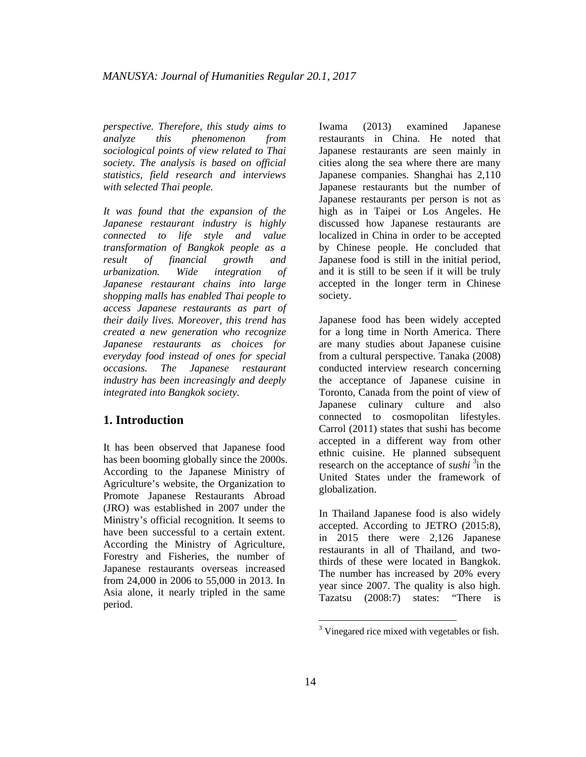*perspective. Therefore, this study aims to analyze this phenomenon from sociological points of view related to Thai society. The analysis is based on official statistics, field research and interviews with selected Thai people.*

*It was found that the expansion of the Japanese restaurant industry is highly connected to life style and value transformation of Bangkok people as a result of financial growth and urbanization. Wide integration of Japanese restaurant chains into large shopping malls has enabled Thai people to access Japanese restaurants as part of their daily lives. Moreover, this trend has created a new generation who recognize Japanese restaurants as choices for everyday food instead of ones for special occasions. The Japanese restaurant industry has been increasingly and deeply integrated into Bangkok society.*

## 1. Introduction

It has been observed that Japanese food has been booming globally since the 2000s. According to the Japanese Ministry of Agriculture's website, the Organization to Promote Japanese Restaurants Abroad (JRO) was established in 2007 under the Ministry's official recognition. It seems to have been successful to a certain extent. According the Ministry of Agriculture, Forestry and Fisheries, the number of Japanese restaurants overseas increased from 24,000 in 2006 to 55,000 in 2013. In Asia alone, it nearly tripled in the same period.

Iwama (2013) examined Japanese restaurants in China. He noted that Japanese restaurants are seen mainly in cities along the sea where there are many Japanese companies. Shanghai has 2,110 Japanese restaurants but the number of Japanese restaurants per person is not as high as in Taipei or Los Angeles. He discussed how Japanese restaurants are localized in China in order to be accepted by Chinese people. He concluded that Japanese food is still in the initial period, and it is still to be seen if it will be truly accepted in the longer term in Chinese society.

Japanese food has been widely accepted for a long time in North America. There are many studies about Japanese cuisine from a cultural perspective. Tanaka (2008) conducted interview research concerning the acceptance of Japanese cuisine in Toronto, Canada from the point of view of Japanese culinary culture and also connected to cosmopolitan lifestyles. Carrol (2011) states that sushi has become accepted in a different way from other ethnic cuisine. He planned subsequent research on the acceptance of *sushi* [3] in the United States under the framework of globalization.

In Thailand Japanese food is also widely accepted. According to JETRO (2015:8), in 2015 there were 2,126 Japanese restaurants in all of Thailand, and two-thirds of these were located in Bangkok. The number has increased by 20% every year since 2007. The quality is also high. Tazatsu (2008:7) states: "There is

[3] Vinegared rice mixed with vegetables or fish.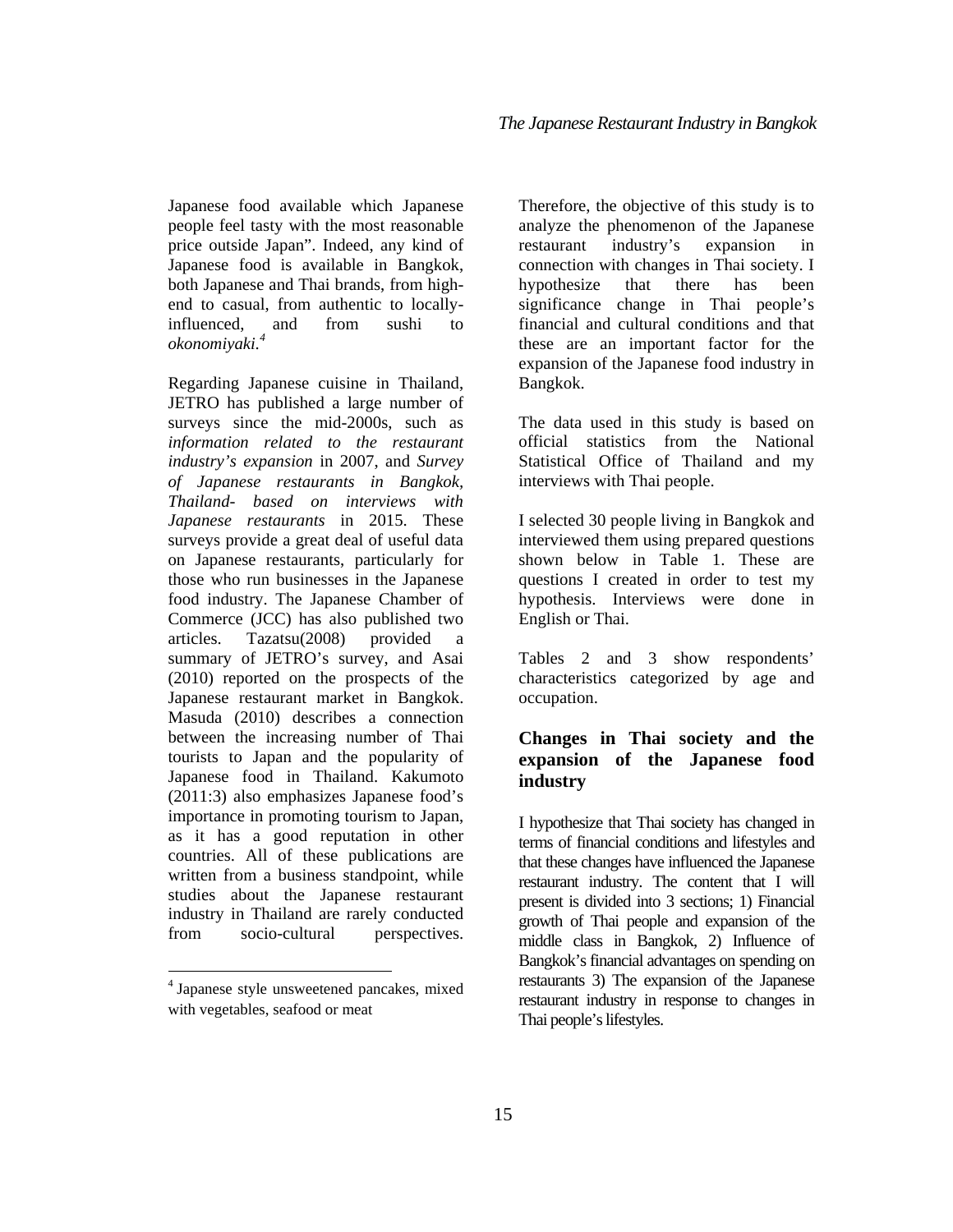Japanese food available which Japanese people feel tasty with the most reasonable price outside Japan". Indeed, any kind of Japanese food is available in Bangkok, both Japanese and Thai brands, from high-end to casual, from authentic to locally-influenced, and from sushi to *okonomiyaki*.[4]

Regarding Japanese cuisine in Thailand, JETRO has published a large number of surveys since the mid-2000s, such as *information related to the restaurant industry's expansion* in 2007, and *Survey of Japanese restaurants in Bangkok, Thailand- based on interviews with Japanese restaurants* in 2015. These surveys provide a great deal of useful data on Japanese restaurants, particularly for those who run businesses in the Japanese food industry. The Japanese Chamber of Commerce (JCC) has also published two articles. Tazatsu(2008) provided a summary of JETRO's survey, and Asai (2010) reported on the prospects of the Japanese restaurant market in Bangkok. Masuda (2010) describes a connection between the increasing number of Thai tourists to Japan and the popularity of Japanese food in Thailand. Kakumoto (2011:3) also emphasizes Japanese food's importance in promoting tourism to Japan, as it has a good reputation in other countries. All of these publications are written from a business standpoint, while studies about the Japanese restaurant industry in Thailand are rarely conducted from socio-cultural perspectives.

Therefore, the objective of this study is to analyze the phenomenon of the Japanese restaurant industry's expansion in connection with changes in Thai society. I hypothesize that there has been significance change in Thai people's financial and cultural conditions and that these are an important factor for the expansion of the Japanese food industry in Bangkok.

The data used in this study is based on official statistics from the National Statistical Office of Thailand and my interviews with Thai people.

I selected 30 people living in Bangkok and interviewed them using prepared questions shown below in Table 1. These are questions I created in order to test my hypothesis. Interviews were done in English or Thai.

Tables 2 and 3 show respondents' characteristics categorized by age and occupation.

## Changes in Thai society and the expansion of the Japanese food industry

I hypothesize that Thai society has changed in terms of financial conditions and lifestyles and that these changes have influenced the Japanese restaurant industry. The content that I will present is divided into 3 sections; 1) Financial growth of Thai people and expansion of the middle class in Bangkok, 2) Influence of Bangkok's financial advantages on spending on restaurants 3) The expansion of the Japanese restaurant industry in response to changes in Thai people's lifestyles.

[4] Japanese style unsweetened pancakes, mixed with vegetables, seafood or meat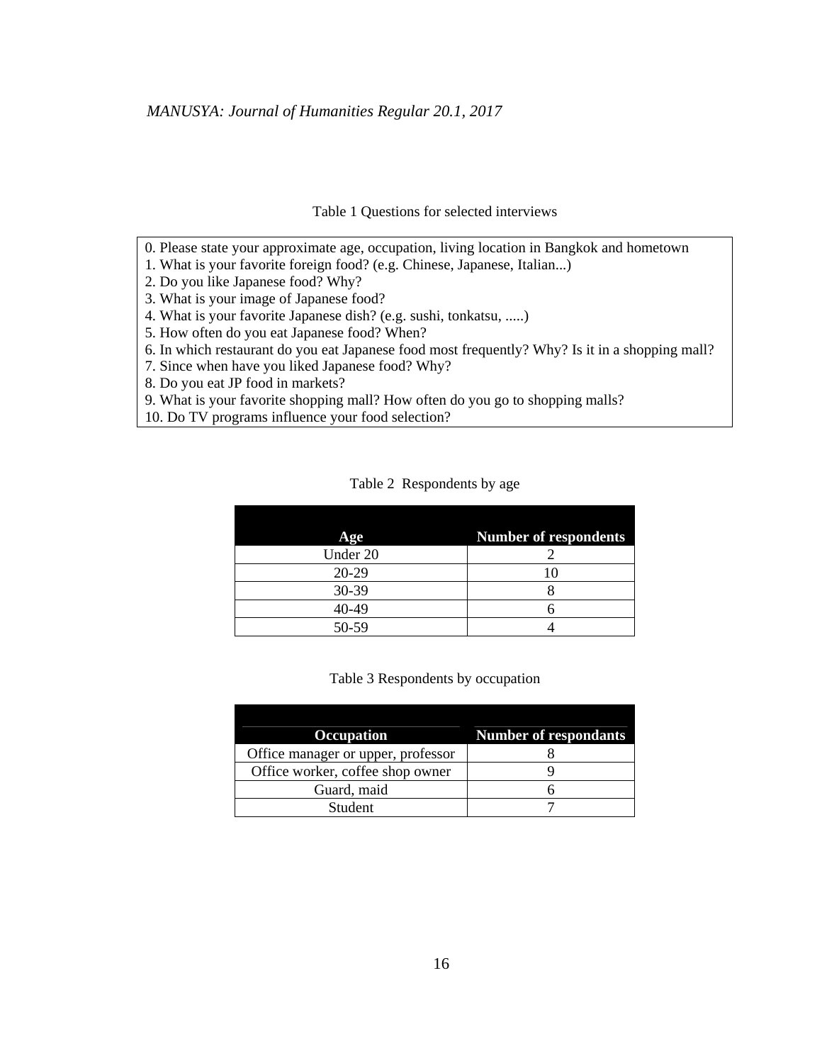Table 1 Questions for selected interviews

0. Please state your approximate age, occupation, living location in Bangkok and hometown
1. What is your favorite foreign food? (e.g. Chinese, Japanese, Italian...)
2. Do you like Japanese food? Why?
3. What is your image of Japanese food?
4. What is your favorite Japanese dish? (e.g. sushi, tonkatsu, .....)
5. How often do you eat Japanese food? When?
6. In which restaurant do you eat Japanese food most frequently? Why? Is it in a shopping mall?
7. Since when have you liked Japanese food? Why?
8. Do you eat JP food in markets?
9. What is your favorite shopping mall? How often do you go to shopping malls?
10. Do TV programs influence your food selection?

Table 2 Respondents by age

| Age | Number of respondents |
|---|---|
| Under 20 | 2 |
| 20-29 | 10 |
| 30-39 | 8 |
| 40-49 | 6 |
| 50-59 | 4 |

Table 3 Respondents by occupation

| Occupation | Number of respondants |
|---|---|
| Office manager or upper, professor | 8 |
| Office worker, coffee shop owner | 9 |
| Guard, maid | 6 |
| Student | 7 |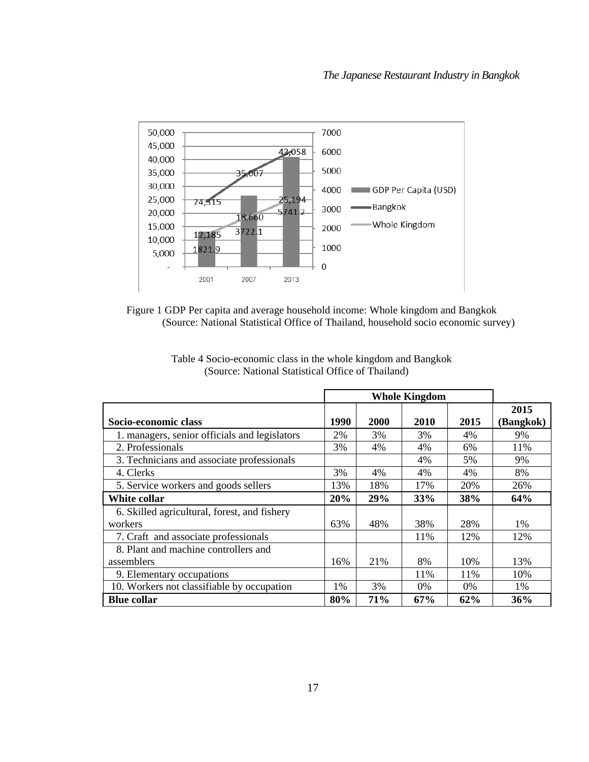Figure 1 GDP Per capita and average household income: Whole kingdom and Bangkok (Source: National Statistical Office of Thailand, household socio economic survey)

Table 4 Socio-economic class in the whole kingdom and Bangkok (Source: National Statistical Office of Thailand)

| Socio-economic class | Whole Kingdom 1990 | 2000 | 2010 | 2015 | 2015 (Bangkok) |
|---|---|---|---|---|---|
| 1. managers, senior officials and legislators | 2% | 3% | 3% | 4% | 9% |
| 2. Professionals | 3% | 4% | 4% | 6% | 11% |
| 3. Technicians and associate professionals | | | 4% | 5% | 9% |
| 4. Clerks | 3% | 4% | 4% | 4% | 8% |
| 5. Service workers and goods sellers | 13% | 18% | 17% | 20% | 26% |
| **White collar** | **20%** | **29%** | **33%** | **38%** | **64%** |
| 6. Skilled agricultural, forest, and fishery workers | 63% | 48% | 38% | 28% | 1% |
| 7. Craft and associate professionals | | | 11% | 12% | 12% |
| 8. Plant and machine controllers and assemblers | 16% | 21% | 8% | 10% | 13% |
| 9. Elementary occupations | | | 11% | 11% | 10% |
| 10. Workers not classifiable by occupation | 1% | 3% | 0% | 0% | 1% |
| **Blue collar** | **80%** | **71%** | **67%** | **62%** | **36%** |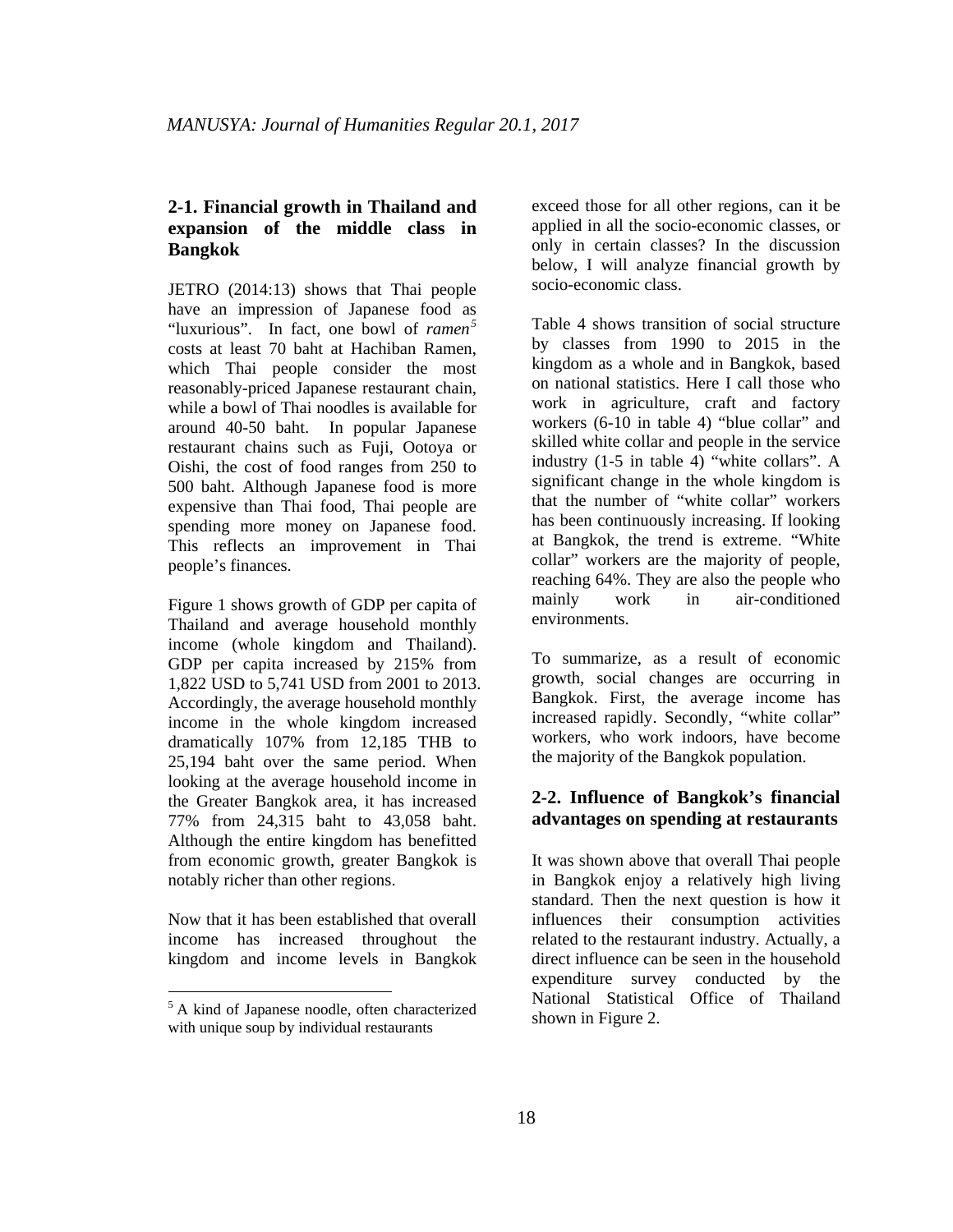## 2-1. Financial growth in Thailand and expansion of the middle class in Bangkok

JETRO (2014:13) shows that Thai people have an impression of Japanese food as "luxurious". In fact, one bowl of *ramen*[5] costs at least 70 baht at Hachiban Ramen, which Thai people consider the most reasonably-priced Japanese restaurant chain, while a bowl of Thai noodles is available for around 40-50 baht. In popular Japanese restaurant chains such as Fuji, Ootoya or Oishi, the cost of food ranges from 250 to 500 baht. Although Japanese food is more expensive than Thai food, Thai people are spending more money on Japanese food. This reflects an improvement in Thai people's finances.

Figure 1 shows growth of GDP per capita of Thailand and average household monthly income (whole kingdom and Thailand). GDP per capita increased by 215% from 1,822 USD to 5,741 USD from 2001 to 2013. Accordingly, the average household monthly income in the whole kingdom increased dramatically 107% from 12,185 THB to 25,194 baht over the same period. When looking at the average household income in the Greater Bangkok area, it has increased 77% from 24,315 baht to 43,058 baht. Although the entire kingdom has benefitted from economic growth, greater Bangkok is notably richer than other regions.

Now that it has been established that overall income has increased throughout the kingdom and income levels in Bangkok exceed those for all other regions, can it be applied in all the socio-economic classes, or only in certain classes? In the discussion below, I will analyze financial growth by socio-economic class.

Table 4 shows transition of social structure by classes from 1990 to 2015 in the kingdom as a whole and in Bangkok, based on national statistics. Here I call those who work in agriculture, craft and factory workers (6-10 in table 4) "blue collar" and skilled white collar and people in the service industry (1-5 in table 4) "white collars". A significant change in the whole kingdom is that the number of "white collar" workers has been continuously increasing. If looking at Bangkok, the trend is extreme. "White collar" workers are the majority of people, reaching 64%. They are also the people who mainly work in air-conditioned environments.

To summarize, as a result of economic growth, social changes are occurring in Bangkok. First, the average income has increased rapidly. Secondly, "white collar" workers, who work indoors, have become the majority of the Bangkok population.

## 2-2. Influence of Bangkok's financial advantages on spending at restaurants

It was shown above that overall Thai people in Bangkok enjoy a relatively high living standard. Then the next question is how it influences their consumption activities related to the restaurant industry. Actually, a direct influence can be seen in the household expenditure survey conducted by the National Statistical Office of Thailand shown in Figure 2.

[5] A kind of Japanese noodle, often characterized with unique soup by individual restaurants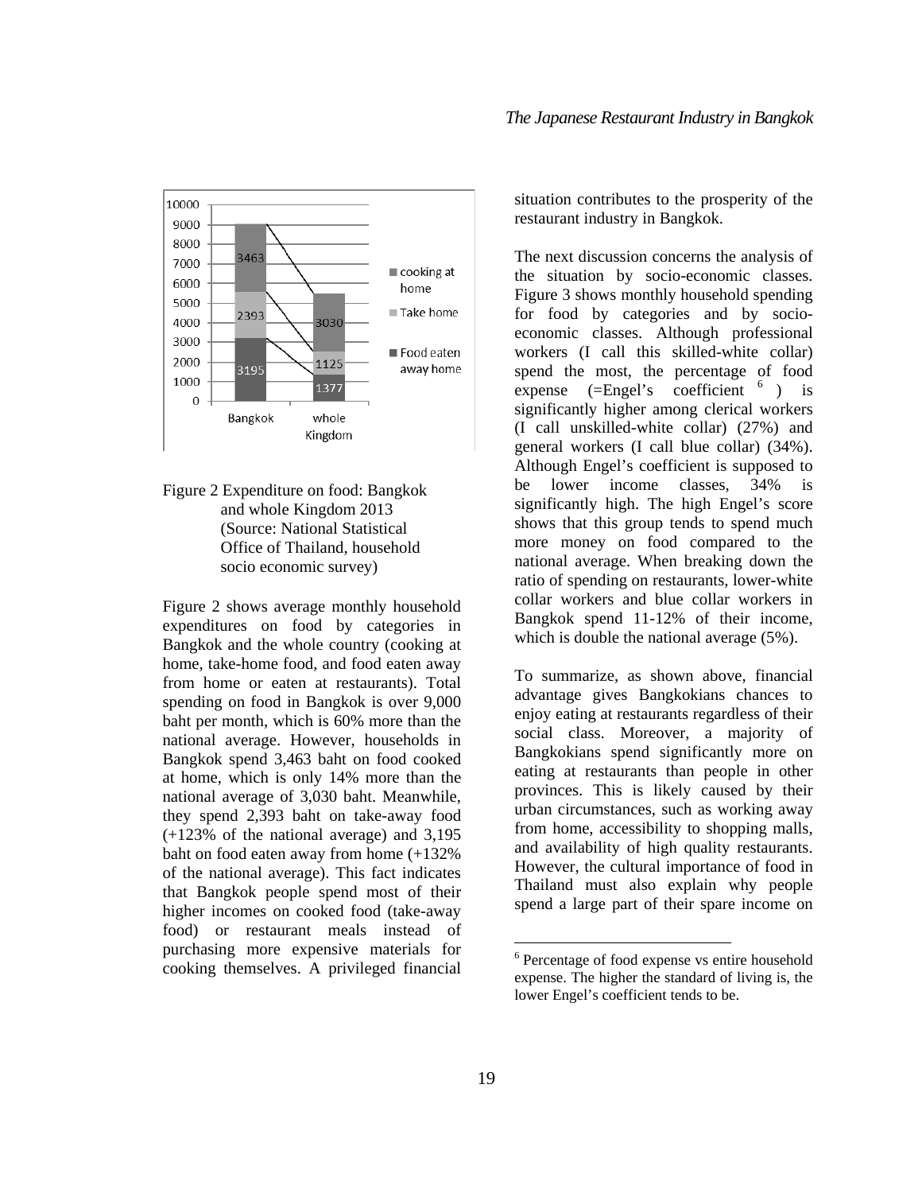Figure 2 Expenditure on food: Bangkok and whole Kingdom 2013 (Source: National Statistical Office of Thailand, household socio economic survey)

Figure 2 shows average monthly household expenditures on food by categories in Bangkok and the whole country (cooking at home, take-home food, and food eaten away from home or eaten at restaurants). Total spending on food in Bangkok is over 9,000 baht per month, which is 60% more than the national average. However, households in Bangkok spend 3,463 baht on food cooked at home, which is only 14% more than the national average of 3,030 baht. Meanwhile, they spend 2,393 baht on take-away food (+123% of the national average) and 3,195 baht on food eaten away from home (+132% of the national average). This fact indicates that Bangkok people spend most of their higher incomes on cooked food (take-away food) or restaurant meals instead of purchasing more expensive materials for cooking themselves. A privileged financial situation contributes to the prosperity of the restaurant industry in Bangkok.

The next discussion concerns the analysis of the situation by socio-economic classes. Figure 3 shows monthly household spending for food by categories and by socio-economic classes. Although professional workers (I call this skilled-white collar) spend the most, the percentage of food expense (=Engel's coefficient [6]) is significantly higher among clerical workers (I call unskilled-white collar) (27%) and general workers (I call blue collar) (34%). Although Engel's coefficient is supposed to be lower income classes, 34% is significantly high. The high Engel's score shows that this group tends to spend much more money on food compared to the national average. When breaking down the ratio of spending on restaurants, lower-white collar workers and blue collar workers in Bangkok spend 11-12% of their income, which is double the national average (5%).

To summarize, as shown above, financial advantage gives Bangkokians chances to enjoy eating at restaurants regardless of their social class. Moreover, a majority of Bangkokians spend significantly more on eating at restaurants than people in other provinces. This is likely caused by their urban circumstances, such as working away from home, accessibility to shopping malls, and availability of high quality restaurants. However, the cultural importance of food in Thailand must also explain why people spend a large part of their spare income on

[6] Percentage of food expense vs entire household expense. The higher the standard of living is, the lower Engel's coefficient tends to be.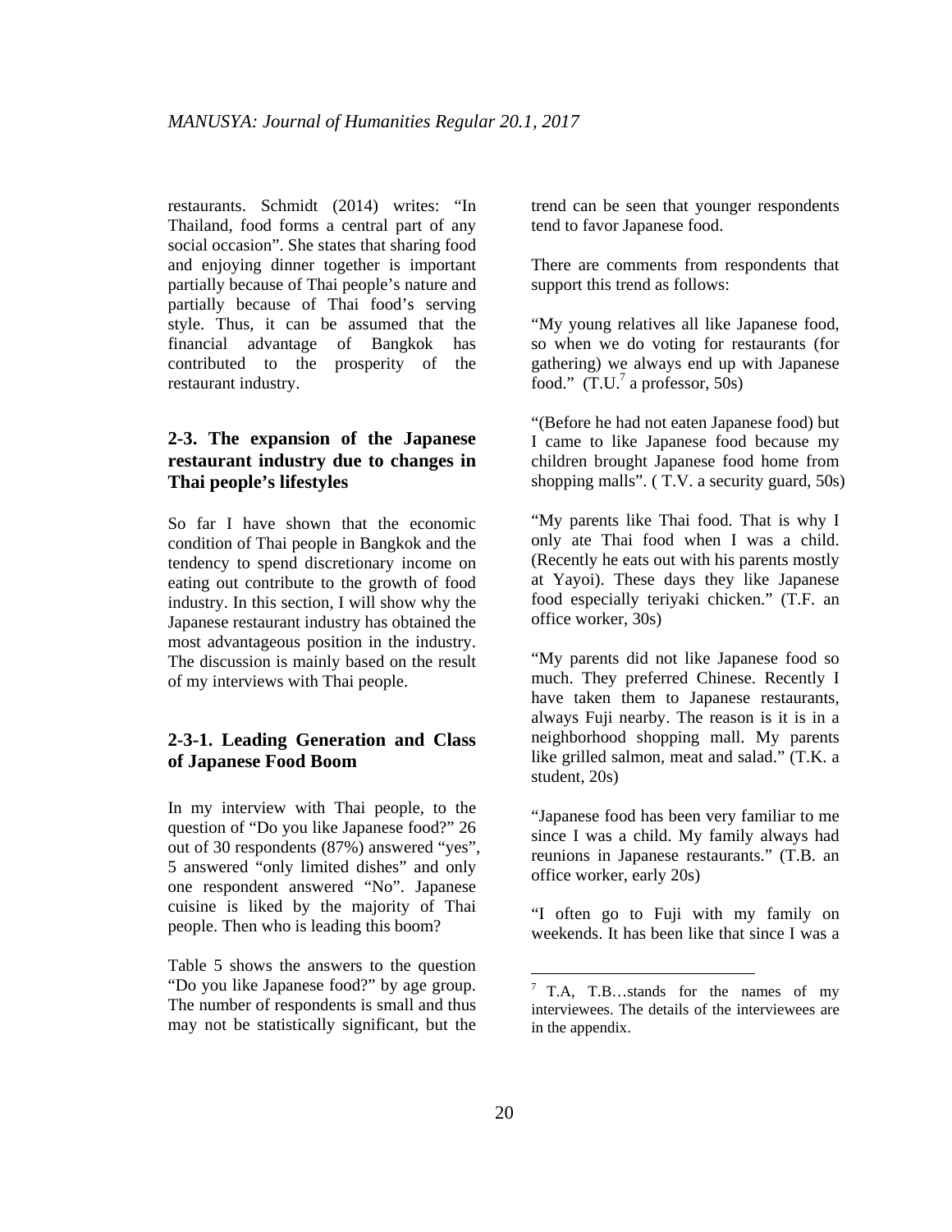restaurants. Schmidt (2014) writes: "In Thailand, food forms a central part of any social occasion". She states that sharing food and enjoying dinner together is important partially because of Thai people's nature and partially because of Thai food's serving style. Thus, it can be assumed that the financial advantage of Bangkok has contributed to the prosperity of the restaurant industry.

### 2-3. The expansion of the Japanese restaurant industry due to changes in Thai people's lifestyles

So far I have shown that the economic condition of Thai people in Bangkok and the tendency to spend discretionary income on eating out contribute to the growth of food industry. In this section, I will show why the Japanese restaurant industry has obtained the most advantageous position in the industry. The discussion is mainly based on the result of my interviews with Thai people.

#### 2-3-1. Leading Generation and Class of Japanese Food Boom

In my interview with Thai people, to the question of "Do you like Japanese food?" 26 out of 30 respondents (87%) answered "yes", 5 answered "only limited dishes" and only one respondent answered "No". Japanese cuisine is liked by the majority of Thai people. Then who is leading this boom?

Table 5 shows the answers to the question "Do you like Japanese food?" by age group. The number of respondents is small and thus may not be statistically significant, but the trend can be seen that younger respondents tend to favor Japanese food.

There are comments from respondents that support this trend as follows:

"My young relatives all like Japanese food, so when we do voting for restaurants (for gathering) we always end up with Japanese food." (T.U.[7] a professor, 50s)

"(Before he had not eaten Japanese food) but I came to like Japanese food because my children brought Japanese food home from shopping malls". ( T.V. a security guard, 50s)

"My parents like Thai food. That is why I only ate Thai food when I was a child. (Recently he eats out with his parents mostly at Yayoi). These days they like Japanese food especially teriyaki chicken." (T.F. an office worker, 30s)

"My parents did not like Japanese food so much. They preferred Chinese. Recently I have taken them to Japanese restaurants, always Fuji nearby. The reason is it is in a neighborhood shopping mall. My parents like grilled salmon, meat and salad." (T.K. a student, 20s)

"Japanese food has been very familiar to me since I was a child. My family always had reunions in Japanese restaurants." (T.B. an office worker, early 20s)

"I often go to Fuji with my family on weekends. It has been like that since I was a

[7] T.A, T.B…stands for the names of my interviewees. The details of the interviewees are in the appendix.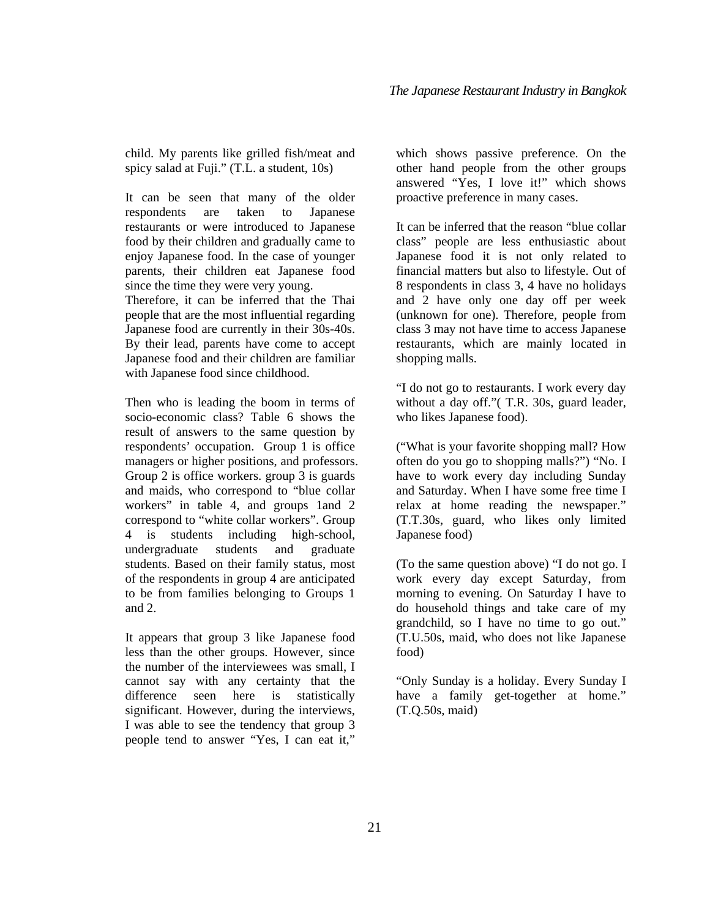child. My parents like grilled fish/meat and spicy salad at Fuji." (T.L. a student, 10s)

It can be seen that many of the older respondents are taken to Japanese restaurants or were introduced to Japanese food by their children and gradually came to enjoy Japanese food. In the case of younger parents, their children eat Japanese food since the time they were very young.

Therefore, it can be inferred that the Thai people that are the most influential regarding Japanese food are currently in their 30s-40s. By their lead, parents have come to accept Japanese food and their children are familiar with Japanese food since childhood.

Then who is leading the boom in terms of socio-economic class? Table 6 shows the result of answers to the same question by respondents' occupation. Group 1 is office managers or higher positions, and professors. Group 2 is office workers. group 3 is guards and maids, who correspond to "blue collar workers" in table 4, and groups 1and 2 correspond to "white collar workers". Group 4 is students including high-school, undergraduate students and graduate students. Based on their family status, most of the respondents in group 4 are anticipated to be from families belonging to Groups 1 and 2.

It appears that group 3 like Japanese food less than the other groups. However, since the number of the interviewees was small, I cannot say with any certainty that the difference seen here is statistically significant. However, during the interviews, I was able to see the tendency that group 3 people tend to answer "Yes, I can eat it," which shows passive preference. On the other hand people from the other groups answered "Yes, I love it!" which shows proactive preference in many cases.

It can be inferred that the reason "blue collar class" people are less enthusiastic about Japanese food it is not only related to financial matters but also to lifestyle. Out of 8 respondents in class 3, 4 have no holidays and 2 have only one day off per week (unknown for one). Therefore, people from class 3 may not have time to access Japanese restaurants, which are mainly located in shopping malls.

"I do not go to restaurants. I work every day without a day off."( T.R. 30s, guard leader, who likes Japanese food).

("What is your favorite shopping mall? How often do you go to shopping malls?") "No. I have to work every day including Sunday and Saturday. When I have some free time I relax at home reading the newspaper." (T.T.30s, guard, who likes only limited Japanese food)

(To the same question above) "I do not go. I work every day except Saturday, from morning to evening. On Saturday I have to do household things and take care of my grandchild, so I have no time to go out." (T.U.50s, maid, who does not like Japanese food)

"Only Sunday is a holiday. Every Sunday I have a family get-together at home." (T.Q.50s, maid)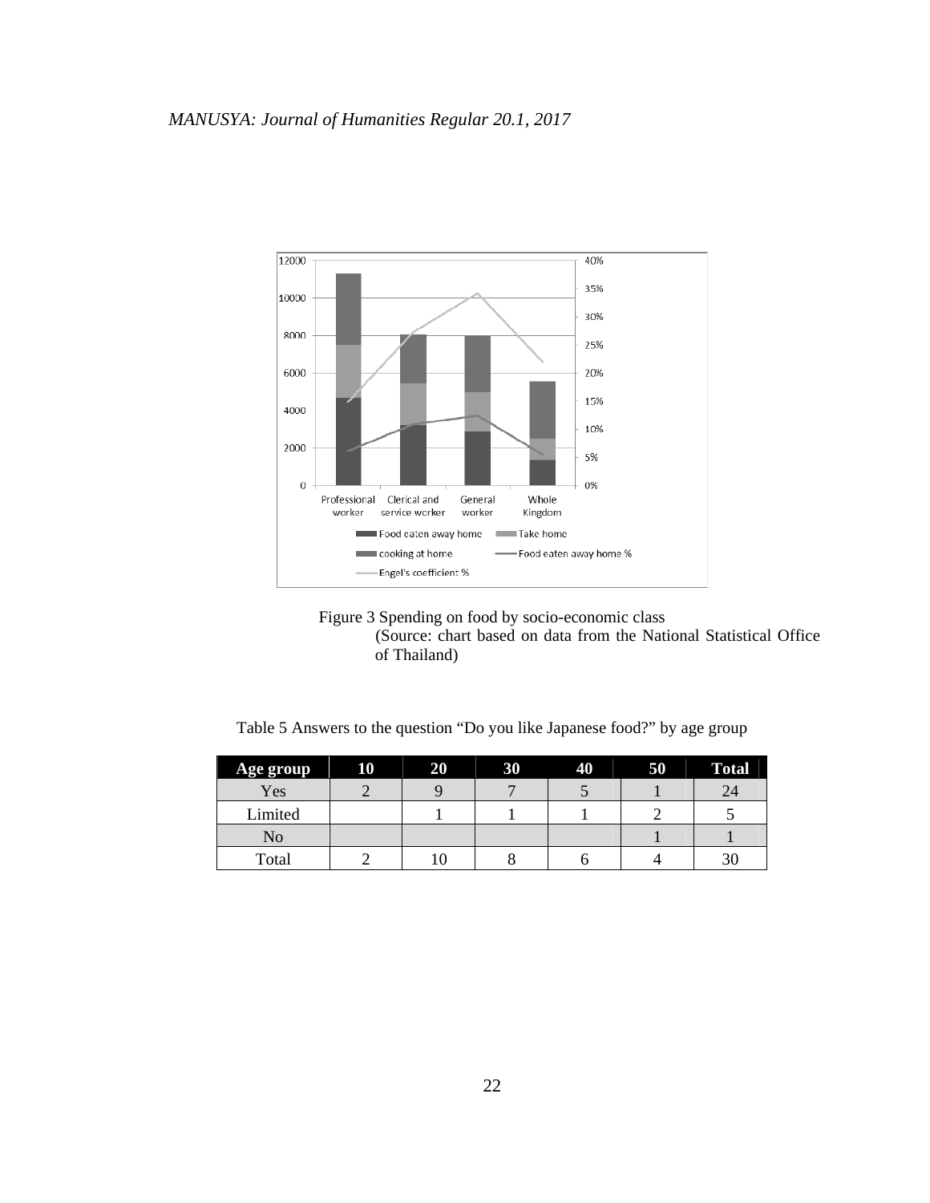Figure 3 Spending on food by socio-economic class
(Source: chart based on data from the National Statistical Office of Thailand)

Table 5 Answers to the question “Do you like Japanese food?” by age group

| Age group | 10 | 20 | 30 | 40 | 50 | Total |
|---|---|---|---|---|---|---|
| Yes | 2 | 9 | 7 | 5 | 1 | 24 |
| Limited | | 1 | 1 | 1 | 2 | 5 |
| No | | | | | 1 | 1 |
| Total | 2 | 10 | 8 | 6 | 4 | 30 |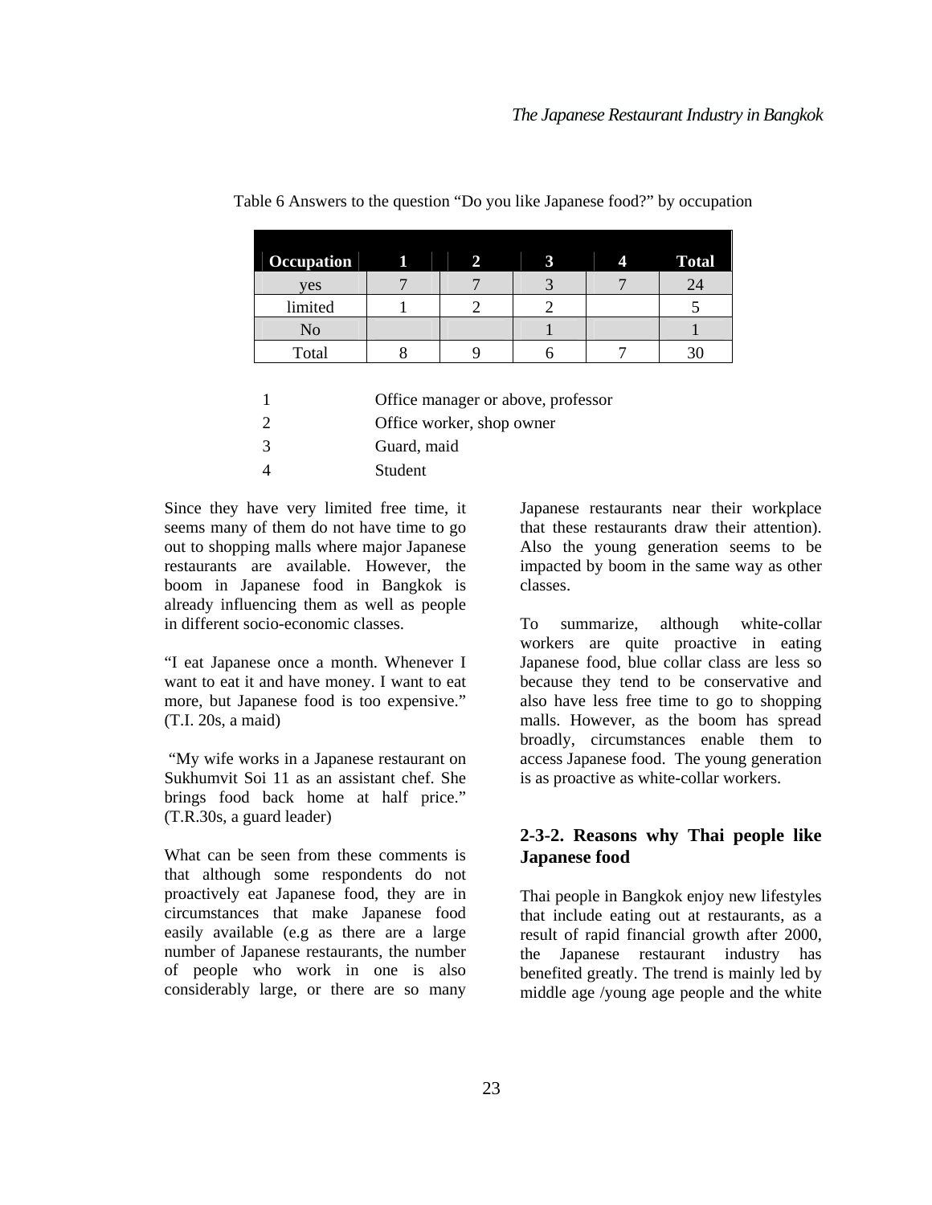Table 6 Answers to the question “Do you like Japanese food?” by occupation

| Occupation | 1 | 2 | 3 | 4 | Total |
|---|---|---|---|---|---|
| yes | 7 | 7 | 3 | 7 | 24 |
| limited | 1 | 2 | 2 | | 5 |
| No | | | 1 | | 1 |
| Total | 8 | 9 | 6 | 7 | 30 |

1 Office manager or above, professor
2 Office worker, shop owner
3 Guard, maid
4 Student

Since they have very limited free time, it seems many of them do not have time to go out to shopping malls where major Japanese restaurants are available. However, the boom in Japanese food in Bangkok is already influencing them as well as people in different socio-economic classes.

“I eat Japanese once a month. Whenever I want to eat it and have money. I want to eat more, but Japanese food is too expensive.” (T.I. 20s, a maid)

“My wife works in a Japanese restaurant on Sukhumvit Soi 11 as an assistant chef. She brings food back home at half price.” (T.R.30s, a guard leader)

What can be seen from these comments is that although some respondents do not proactively eat Japanese food, they are in circumstances that make Japanese food easily available (e.g as there are a large number of Japanese restaurants, the number of people who work in one is also considerably large, or there are so many Japanese restaurants near their workplace that these restaurants draw their attention). Also the young generation seems to be impacted by boom in the same way as other classes.

To summarize, although white-collar workers are quite proactive in eating Japanese food, blue collar class are less so because they tend to be conservative and also have less free time to go to shopping malls. However, as the boom has spread broadly, circumstances enable them to access Japanese food. The young generation is as proactive as white-collar workers.

### 2-3-2. Reasons why Thai people like Japanese food

Thai people in Bangkok enjoy new lifestyles that include eating out at restaurants, as a result of rapid financial growth after 2000, the Japanese restaurant industry has benefited greatly. The trend is mainly led by middle age /young age people and the white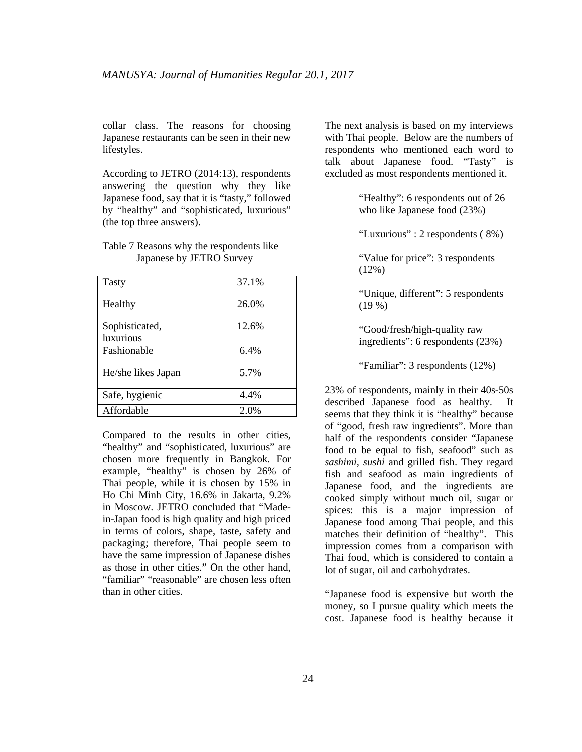collar class. The reasons for choosing Japanese restaurants can be seen in their new lifestyles.

According to JETRO (2014:13), respondents answering the question why they like Japanese food, say that it is "tasty," followed by "healthy" and "sophisticated, luxurious" (the top three answers).

Table 7 Reasons why the respondents like Japanese by JETRO Survey

| Tasty | 37.1% |
|---|---|
| Healthy | 26.0% |
| Sophisticated, luxurious | 12.6% |
| Fashionable | 6.4% |
| He/she likes Japan | 5.7% |
| Safe, hygienic | 4.4% |
| Affordable | 2.0% |

Compared to the results in other cities, "healthy" and "sophisticated, luxurious" are chosen more frequently in Bangkok. For example, "healthy" is chosen by 26% of Thai people, while it is chosen by 15% in Ho Chi Minh City, 16.6% in Jakarta, 9.2% in Moscow. JETRO concluded that "Made-in-Japan food is high quality and high priced in terms of colors, shape, taste, safety and packaging; therefore, Thai people seem to have the same impression of Japanese dishes as those in other cities." On the other hand, "familiar" "reasonable" are chosen less often than in other cities.

The next analysis is based on my interviews with Thai people. Below are the numbers of respondents who mentioned each word to talk about Japanese food. "Tasty" is excluded as most respondents mentioned it.

> "Healthy": 6 respondents out of 26 who like Japanese food (23%)
>
> "Luxurious" : 2 respondents ( 8%)
>
> "Value for price": 3 respondents (12%)
>
> "Unique, different": 5 respondents (19 %)
>
> "Good/fresh/high-quality raw ingredients": 6 respondents (23%)
>
> "Familiar": 3 respondents (12%)

23% of respondents, mainly in their 40s-50s described Japanese food as healthy. It seems that they think it is "healthy" because of "good, fresh raw ingredients". More than half of the respondents consider "Japanese food to be equal to fish, seafood" such as *sashimi*, *sushi* and grilled fish. They regard fish and seafood as main ingredients of Japanese food, and the ingredients are cooked simply without much oil, sugar or spices: this is a major impression of Japanese food among Thai people, and this matches their definition of "healthy". This impression comes from a comparison with Thai food, which is considered to contain a lot of sugar, oil and carbohydrates.

"Japanese food is expensive but worth the money, so I pursue quality which meets the cost. Japanese food is healthy because it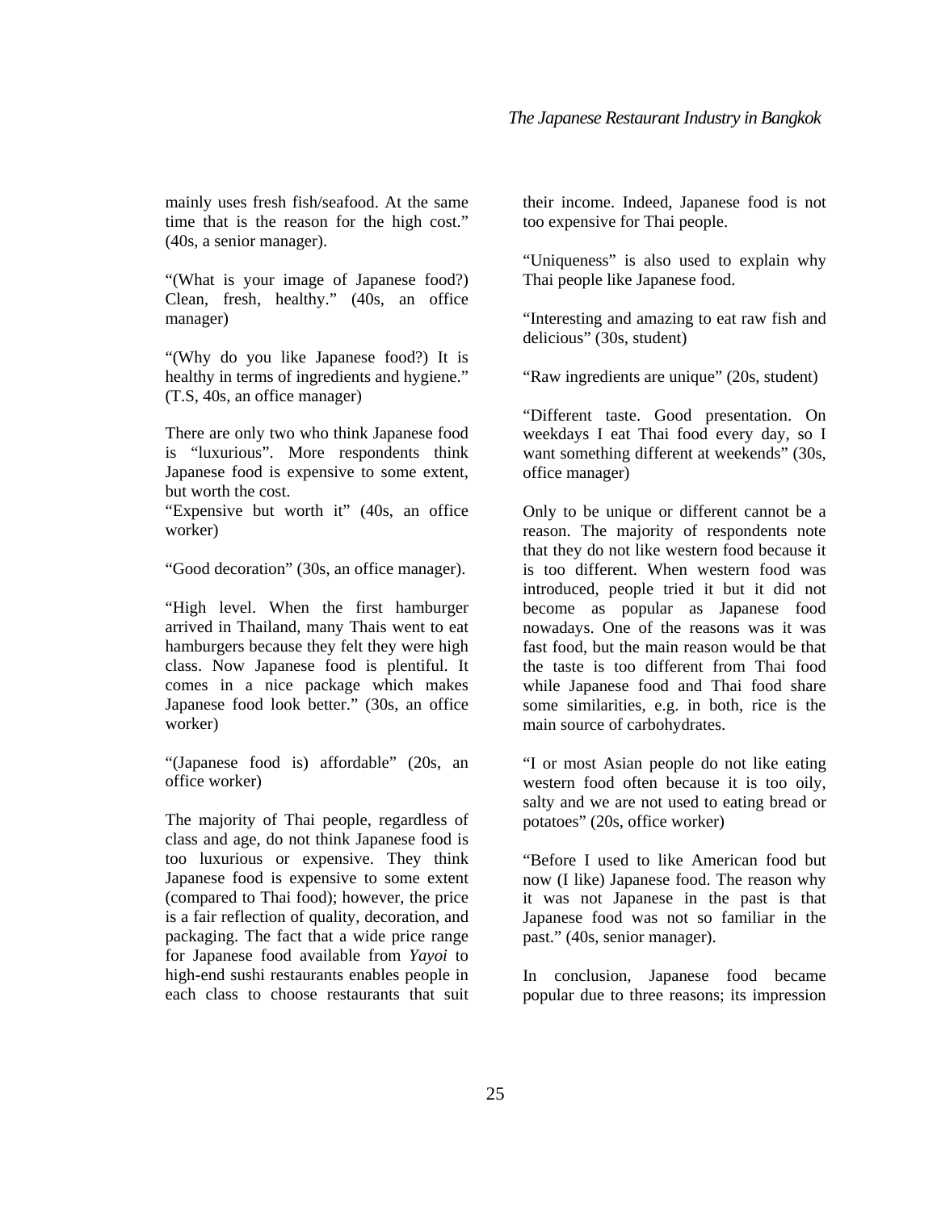mainly uses fresh fish/seafood. At the same time that is the reason for the high cost." (40s, a senior manager).

"(What is your image of Japanese food?) Clean, fresh, healthy." (40s, an office manager)

"(Why do you like Japanese food?) It is healthy in terms of ingredients and hygiene." (T.S, 40s, an office manager)

There are only two who think Japanese food is "luxurious". More respondents think Japanese food is expensive to some extent, but worth the cost.

"Expensive but worth it" (40s, an office worker)

"Good decoration" (30s, an office manager).

"High level. When the first hamburger arrived in Thailand, many Thais went to eat hamburgers because they felt they were high class. Now Japanese food is plentiful. It comes in a nice package which makes Japanese food look better." (30s, an office worker)

"(Japanese food is) affordable" (20s, an office worker)

The majority of Thai people, regardless of class and age, do not think Japanese food is too luxurious or expensive. They think Japanese food is expensive to some extent (compared to Thai food); however, the price is a fair reflection of quality, decoration, and packaging. The fact that a wide price range for Japanese food available from *Yayoi* to high-end sushi restaurants enables people in each class to choose restaurants that suit their income. Indeed, Japanese food is not too expensive for Thai people.

"Uniqueness" is also used to explain why Thai people like Japanese food.

"Interesting and amazing to eat raw fish and delicious" (30s, student)

"Raw ingredients are unique" (20s, student)

"Different taste. Good presentation. On weekdays I eat Thai food every day, so I want something different at weekends" (30s, office manager)

Only to be unique or different cannot be a reason. The majority of respondents note that they do not like western food because it is too different. When western food was introduced, people tried it but it did not become as popular as Japanese food nowadays. One of the reasons was it was fast food, but the main reason would be that the taste is too different from Thai food while Japanese food and Thai food share some similarities, e.g. in both, rice is the main source of carbohydrates.

"I or most Asian people do not like eating western food often because it is too oily, salty and we are not used to eating bread or potatoes" (20s, office worker)

"Before I used to like American food but now (I like) Japanese food. The reason why it was not Japanese in the past is that Japanese food was not so familiar in the past." (40s, senior manager).

In conclusion, Japanese food became popular due to three reasons; its impression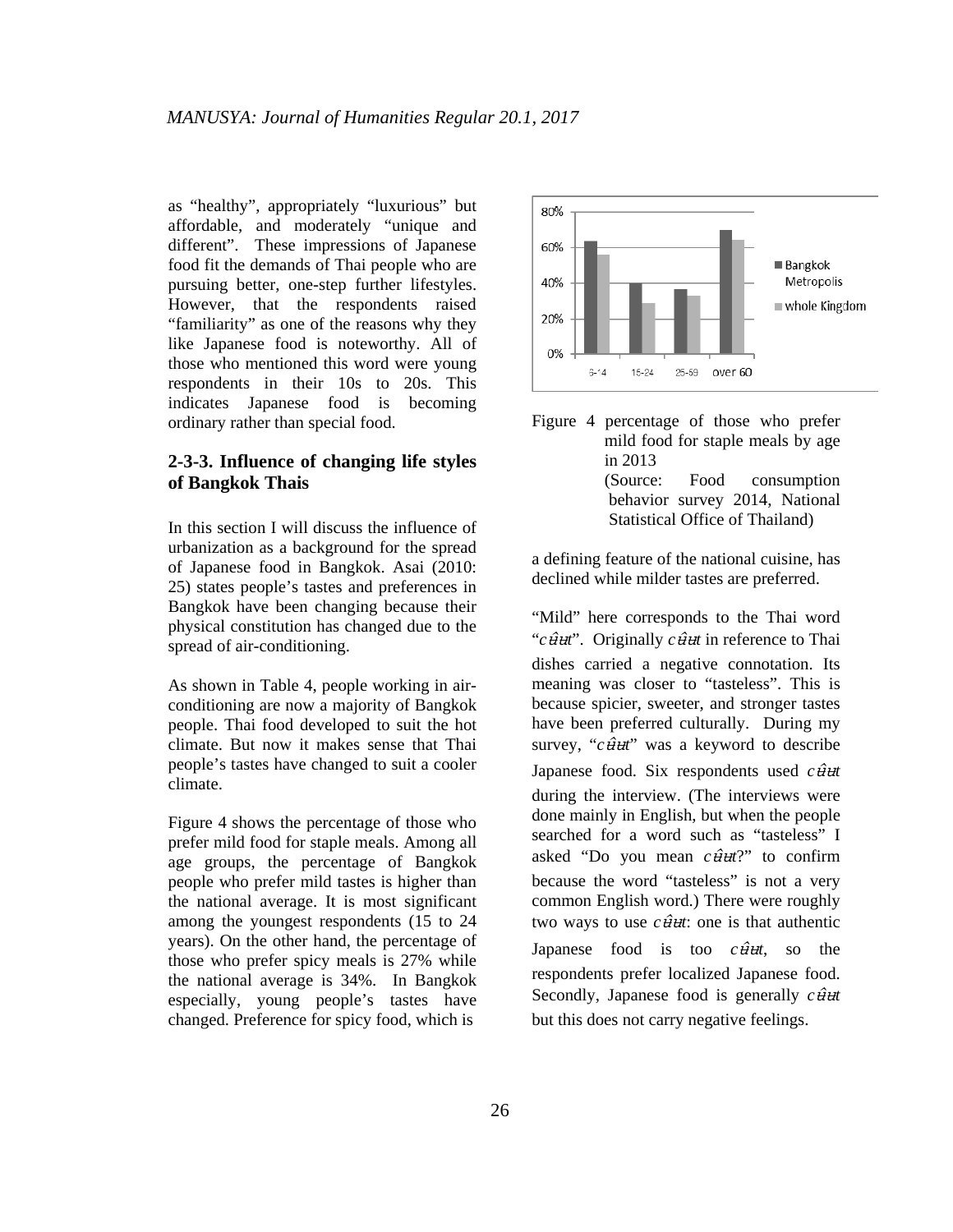as “healthy”, appropriately “luxurious” but affordable, and moderately “unique and different”. These impressions of Japanese food fit the demands of Thai people who are pursuing better, one-step further lifestyles. However, that the respondents raised “familiarity” as one of the reasons why they like Japanese food is noteworthy. All of those who mentioned this word were young respondents in their 10s to 20s. This indicates Japanese food is becoming ordinary rather than special food.

### 2-3-3. Influence of changing life styles of Bangkok Thais

In this section I will discuss the influence of urbanization as a background for the spread of Japanese food in Bangkok. Asai (2010: 25) states people’s tastes and preferences in Bangkok have been changing because their physical constitution has changed due to the spread of air-conditioning.

As shown in Table 4, people working in air-conditioning are now a majority of Bangkok people. Thai food developed to suit the hot climate. But now it makes sense that Thai people’s tastes have changed to suit a cooler climate.

Figure 4 shows the percentage of those who prefer mild food for staple meals. Among all age groups, the percentage of Bangkok people who prefer mild tastes is higher than the national average. It is most significant among the youngest respondents (15 to 24 years). On the other hand, the percentage of those who prefer spicy meals is 27% while the national average is 34%. In Bangkok especially, young people’s tastes have changed. Preference for spicy food, which is a defining feature of the national cuisine, has declined while milder tastes are preferred.

Figure 4 percentage of those who prefer mild food for staple meals by age in 2013
(Source: Food consumption behavior survey 2014, National Statistical Office of Thailand)

“Mild” here corresponds to the Thai word “*cʉ̂ʉt*”. Originally *cʉ̂ʉt* in reference to Thai dishes carried a negative connotation. Its meaning was closer to “tasteless”. This is because spicier, sweeter, and stronger tastes have been preferred culturally. During my survey, “*cʉ̂ʉt*” was a keyword to describe Japanese food. Six respondents used *cʉ̂ʉt* during the interview. (The interviews were done mainly in English, but when the people searched for a word such as “tasteless” I asked “Do you mean *cʉ̂ʉt*?” to confirm because the word “tasteless” is not a very common English word.) There were roughly two ways to use *cʉ̂ʉt*: one is that authentic Japanese food is too *cʉ̂ʉt*, so the respondents prefer localized Japanese food. Secondly, Japanese food is generally *cʉ̂ʉt* but this does not carry negative feelings.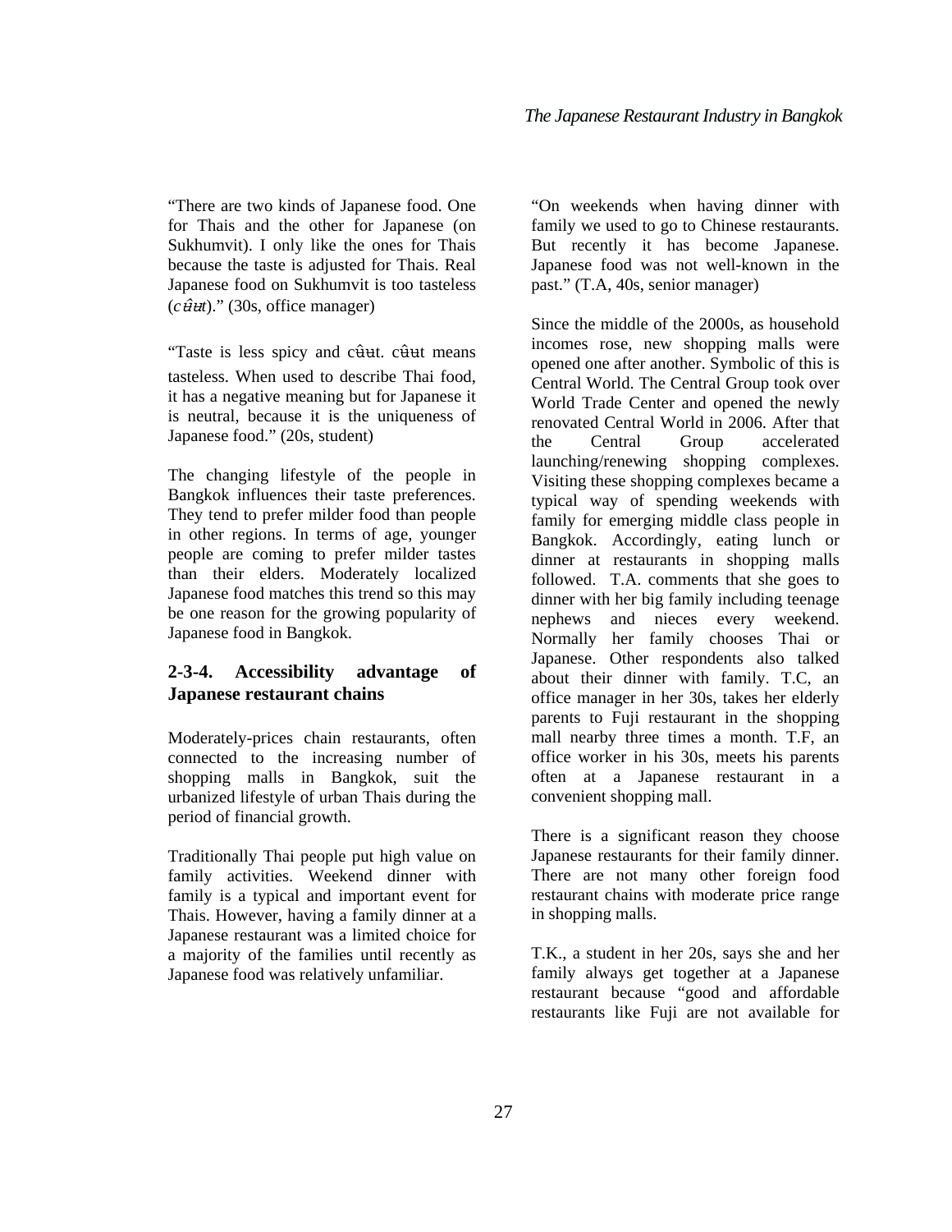"There are two kinds of Japanese food. One for Thais and the other for Japanese (on Sukhumvit). I only like the ones for Thais because the taste is adjusted for Thais. Real Japanese food on Sukhumvit is too tasteless (*cʉ̂ʉt*)." (30s, office manager)

"Taste is less spicy and cʉ̂ʉt. cʉ̂ʉt means tasteless. When used to describe Thai food, it has a negative meaning but for Japanese it is neutral, because it is the uniqueness of Japanese food." (20s, student)

The changing lifestyle of the people in Bangkok influences their taste preferences. They tend to prefer milder food than people in other regions. In terms of age, younger people are coming to prefer milder tastes than their elders. Moderately localized Japanese food matches this trend so this may be one reason for the growing popularity of Japanese food in Bangkok.

### 2-3-4. Accessibility advantage of Japanese restaurant chains

Moderately-prices chain restaurants, often connected to the increasing number of shopping malls in Bangkok, suit the urbanized lifestyle of urban Thais during the period of financial growth.

Traditionally Thai people put high value on family activities. Weekend dinner with family is a typical and important event for Thais. However, having a family dinner at a Japanese restaurant was a limited choice for a majority of the families until recently as Japanese food was relatively unfamiliar.

"On weekends when having dinner with family we used to go to Chinese restaurants. But recently it has become Japanese. Japanese food was not well-known in the past." (T.A, 40s, senior manager)

Since the middle of the 2000s, as household incomes rose, new shopping malls were opened one after another. Symbolic of this is Central World. The Central Group took over World Trade Center and opened the newly renovated Central World in 2006. After that the Central Group accelerated launching/renewing shopping complexes. Visiting these shopping complexes became a typical way of spending weekends with family for emerging middle class people in Bangkok. Accordingly, eating lunch or dinner at restaurants in shopping malls followed. T.A. comments that she goes to dinner with her big family including teenage nephews and nieces every weekend. Normally her family chooses Thai or Japanese. Other respondents also talked about their dinner with family. T.C, an office manager in her 30s, takes her elderly parents to Fuji restaurant in the shopping mall nearby three times a month. T.F, an office worker in his 30s, meets his parents often at a Japanese restaurant in a convenient shopping mall.

There is a significant reason they choose Japanese restaurants for their family dinner. There are not many other foreign food restaurant chains with moderate price range in shopping malls.

T.K., a student in her 20s, says she and her family always get together at a Japanese restaurant because "good and affordable restaurants like Fuji are not available for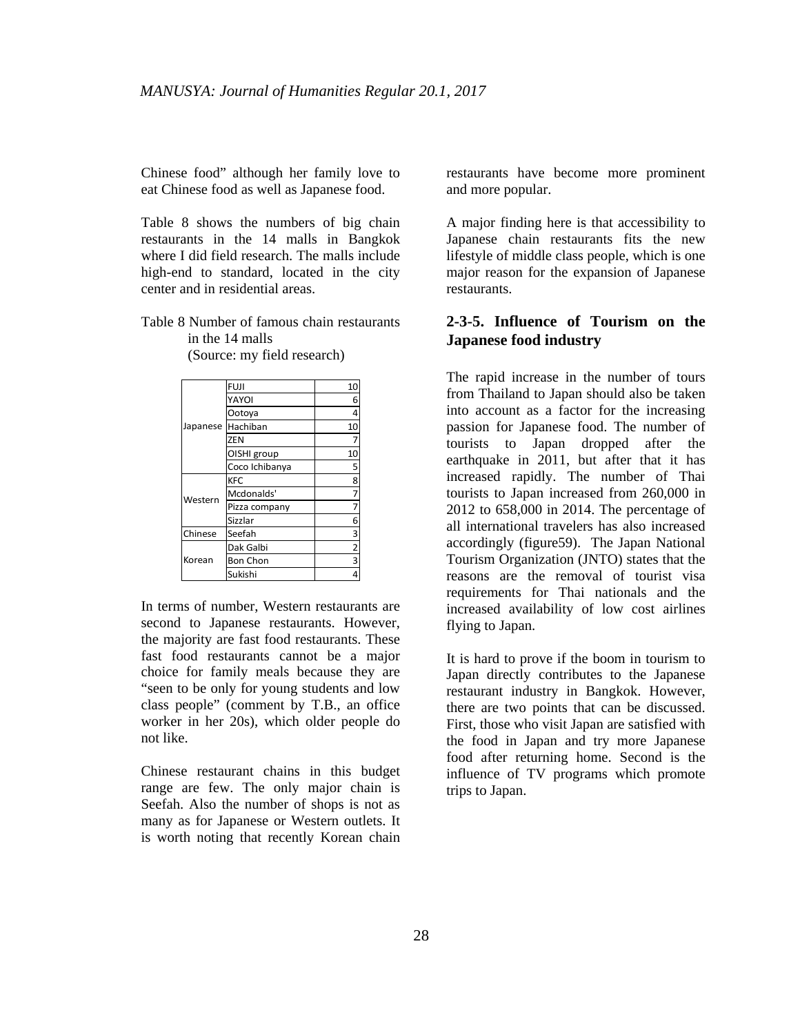Chinese food" although her family love to eat Chinese food as well as Japanese food.

Table 8 shows the numbers of big chain restaurants in the 14 malls in Bangkok where I did field research. The malls include high-end to standard, located in the city center and in residential areas.

Table 8 Number of famous chain restaurants in the 14 malls
(Source: my field research)

| | | |
|---|---|---|
| Japanese | FUJI | 10 |
| | YAYOI | 6 |
| | Ootoya | 4 |
| | Hachiban | 10 |
| | ZEN | 7 |
| | OISHI group | 10 |
| | Coco Ichibanya | 5 |
| Western | KFC | 8 |
| | Mcdonalds' | 7 |
| | Pizza company | 7 |
| | Sizzlar | 6 |
| Chinese | Seefah | 3 |
| Korean | Dak Galbi | 2 |
| | Bon Chon | 3 |
| | Sukishi | 4 |

In terms of number, Western restaurants are second to Japanese restaurants. However, the majority are fast food restaurants. These fast food restaurants cannot be a major choice for family meals because they are "seen to be only for young students and low class people" (comment by T.B., an office worker in her 20s), which older people do not like.

Chinese restaurant chains in this budget range are few. The only major chain is Seefah. Also the number of shops is not as many as for Japanese or Western outlets. It is worth noting that recently Korean chain restaurants have become more prominent and more popular.

A major finding here is that accessibility to Japanese chain restaurants fits the new lifestyle of middle class people, which is one major reason for the expansion of Japanese restaurants.

## 2-3-5. Influence of Tourism on the Japanese food industry

The rapid increase in the number of tours from Thailand to Japan should also be taken into account as a factor for the increasing passion for Japanese food. The number of tourists to Japan dropped after the earthquake in 2011, but after that it has increased rapidly. The number of Thai tourists to Japan increased from 260,000 in 2012 to 658,000 in 2014. The percentage of all international travelers has also increased accordingly (figure59). The Japan National Tourism Organization (JNTO) states that the reasons are the removal of tourist visa requirements for Thai nationals and the increased availability of low cost airlines flying to Japan.

It is hard to prove if the boom in tourism to Japan directly contributes to the Japanese restaurant industry in Bangkok. However, there are two points that can be discussed. First, those who visit Japan are satisfied with the food in Japan and try more Japanese food after returning home. Second is the influence of TV programs which promote trips to Japan.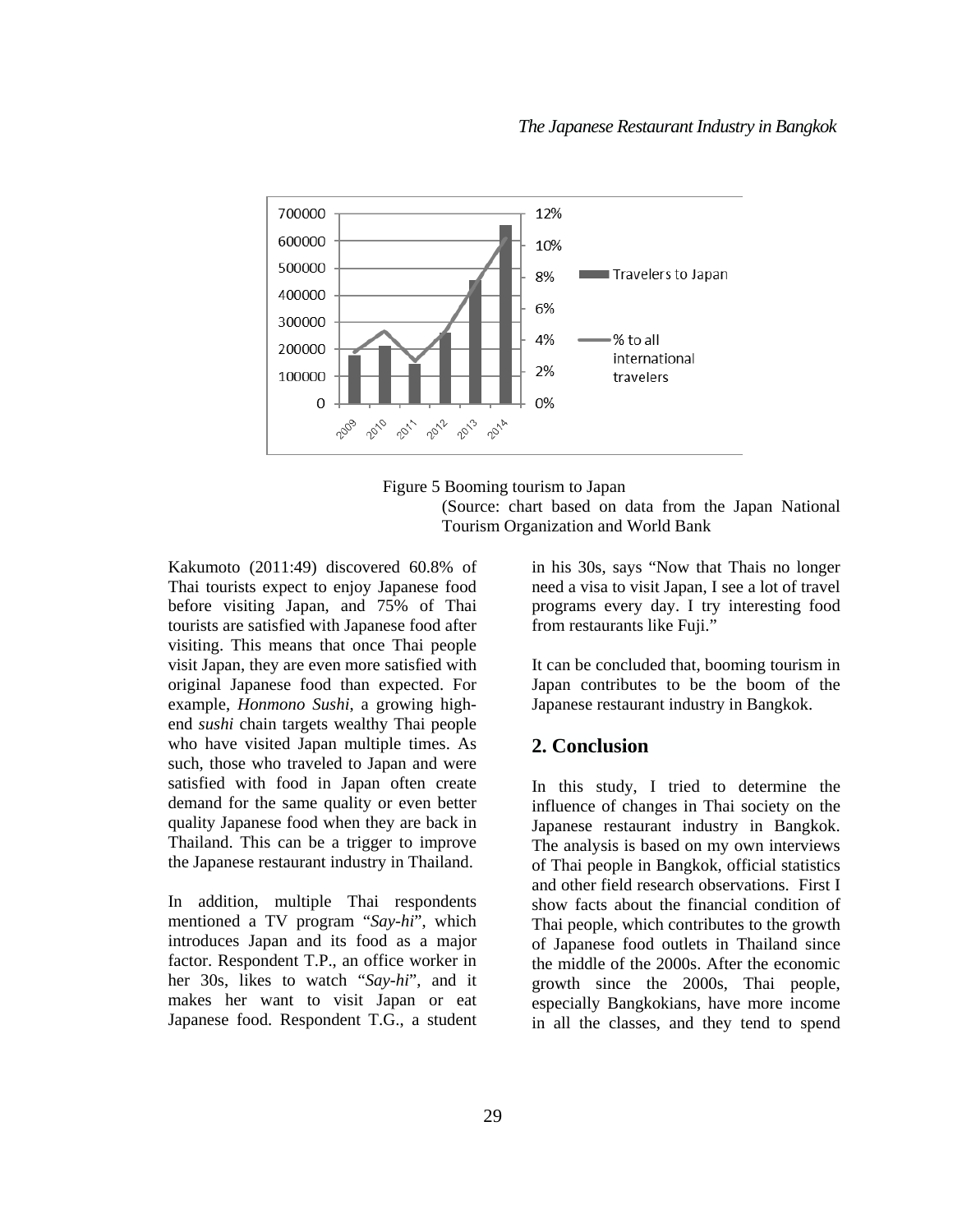Figure 5 Booming tourism to Japan
(Source: chart based on data from the Japan National Tourism Organization and World Bank

Kakumoto (2011:49) discovered 60.8% of Thai tourists expect to enjoy Japanese food before visiting Japan, and 75% of Thai tourists are satisfied with Japanese food after visiting. This means that once Thai people visit Japan, they are even more satisfied with original Japanese food than expected. For example, *Honmono Sushi*, a growing high-end *sushi* chain targets wealthy Thai people who have visited Japan multiple times. As such, those who traveled to Japan and were satisfied with food in Japan often create demand for the same quality or even better quality Japanese food when they are back in Thailand. This can be a trigger to improve the Japanese restaurant industry in Thailand.

In addition, multiple Thai respondents mentioned a TV program "*Say-hi*", which introduces Japan and its food as a major factor. Respondent T.P., an office worker in her 30s, likes to watch "*Say-hi*", and it makes her want to visit Japan or eat Japanese food. Respondent T.G., a student in his 30s, says "Now that Thais no longer need a visa to visit Japan, I see a lot of travel programs every day. I try interesting food from restaurants like Fuji."

It can be concluded that, booming tourism in Japan contributes to be the boom of the Japanese restaurant industry in Bangkok.

## 2. Conclusion

In this study, I tried to determine the influence of changes in Thai society on the Japanese restaurant industry in Bangkok. The analysis is based on my own interviews of Thai people in Bangkok, official statistics and other field research observations. First I show facts about the financial condition of Thai people, which contributes to the growth of Japanese food outlets in Thailand since the middle of the 2000s. After the economic growth since the 2000s, Thai people, especially Bangkokians, have more income in all the classes, and they tend to spend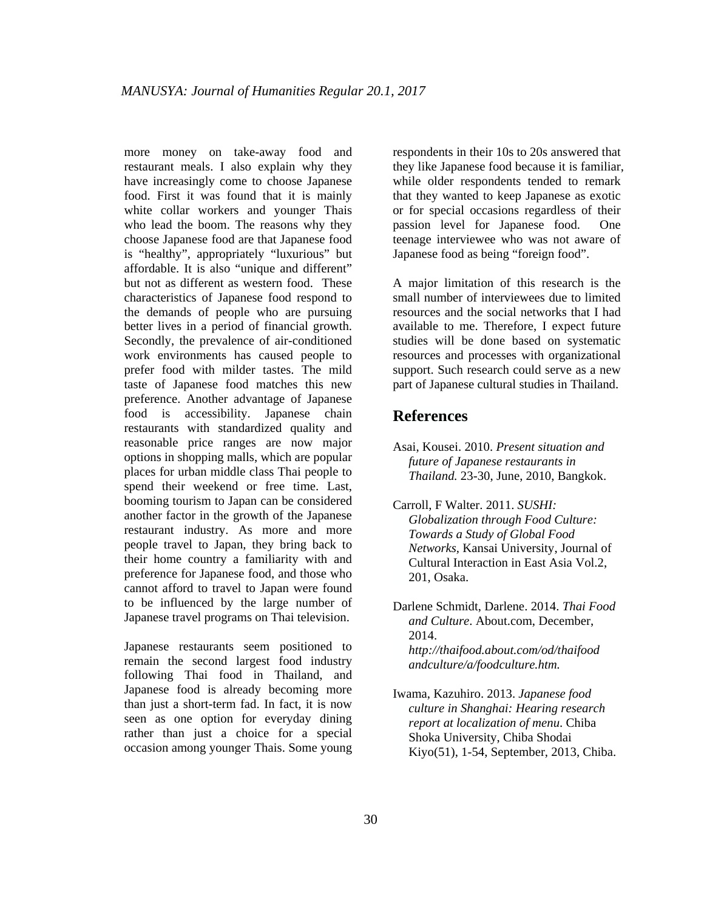more money on take-away food and restaurant meals. I also explain why they have increasingly come to choose Japanese food. First it was found that it is mainly white collar workers and younger Thais who lead the boom. The reasons why they choose Japanese food are that Japanese food is "healthy", appropriately "luxurious" but affordable. It is also "unique and different" but not as different as western food. These characteristics of Japanese food respond to the demands of people who are pursuing better lives in a period of financial growth. Secondly, the prevalence of air-conditioned work environments has caused people to prefer food with milder tastes. The mild taste of Japanese food matches this new preference. Another advantage of Japanese food is accessibility. Japanese chain restaurants with standardized quality and reasonable price ranges are now major options in shopping malls, which are popular places for urban middle class Thai people to spend their weekend or free time. Last, booming tourism to Japan can be considered another factor in the growth of the Japanese restaurant industry. As more and more people travel to Japan, they bring back to their home country a familiarity with and preference for Japanese food, and those who cannot afford to travel to Japan were found to be influenced by the large number of Japanese travel programs on Thai television.

Japanese restaurants seem positioned to remain the second largest food industry following Thai food in Thailand, and Japanese food is already becoming more than just a short-term fad. In fact, it is now seen as one option for everyday dining rather than just a choice for a special occasion among younger Thais. Some young respondents in their 10s to 20s answered that they like Japanese food because it is familiar, while older respondents tended to remark that they wanted to keep Japanese as exotic or for special occasions regardless of their passion level for Japanese food. One teenage interviewee who was not aware of Japanese food as being "foreign food".

A major limitation of this research is the small number of interviewees due to limited resources and the social networks that I had available to me. Therefore, I expect future studies will be done based on systematic resources and processes with organizational support. Such research could serve as a new part of Japanese cultural studies in Thailand.

## References

Asai, Kousei. 2010. *Present situation and future of Japanese restaurants in Thailand.* 23-30, June, 2010, Bangkok.

Carroll, F Walter. 2011. *SUSHI: Globalization through Food Culture: Towards a Study of Global Food Networks*, Kansai University, Journal of Cultural Interaction in East Asia Vol.2, 201, Osaka.

Darlene Schmidt, Darlene. 2014. *Thai Food and Culture*. About.com, December, 2014. *http://thaifood.about.com/od/thaifoodandculture/a/foodculture.htm.*

Iwama, Kazuhiro. 2013. *Japanese food culture in Shanghai: Hearing research report at localization of menu*. Chiba Shoka University, Chiba Shodai Kiyo(51), 1-54, September, 2013, Chiba.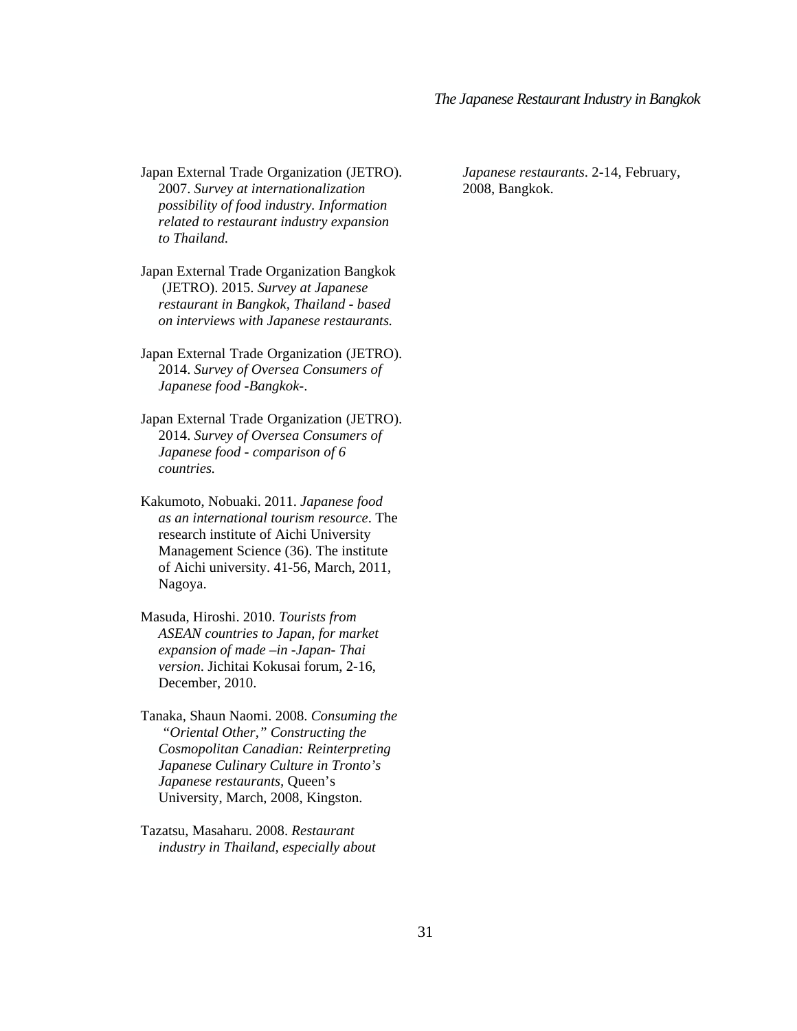Japan External Trade Organization (JETRO). 2007. *Survey at internationalization possibility of food industry. Information related to restaurant industry expansion to Thailand.*

Japan External Trade Organization Bangkok (JETRO). 2015. *Survey at Japanese restaurant in Bangkok, Thailand - based on interviews with Japanese restaurants.*

Japan External Trade Organization (JETRO). 2014. *Survey of Oversea Consumers of Japanese food -Bangkok-*.

Japan External Trade Organization (JETRO). 2014. *Survey of Oversea Consumers of Japanese food - comparison of 6 countries.*

Kakumoto, Nobuaki. 2011. *Japanese food as an international tourism resource*. The research institute of Aichi University Management Science (36). The institute of Aichi university. 41-56, March, 2011, Nagoya.

Masuda, Hiroshi. 2010. *Tourists from ASEAN countries to Japan, for market expansion of made –in -Japan- Thai version.* Jichitai Kokusai forum, 2-16, December, 2010.

Tanaka, Shaun Naomi. 2008. *Consuming the "Oriental Other," Constructing the Cosmopolitan Canadian: Reinterpreting Japanese Culinary Culture in Tronto's Japanese restaurants*, Queen's University, March, 2008, Kingston.

Tazatsu, Masaharu. 2008. *Restaurant industry in Thailand, especially about Japanese restaurants*. 2-14, February, 2008, Bangkok.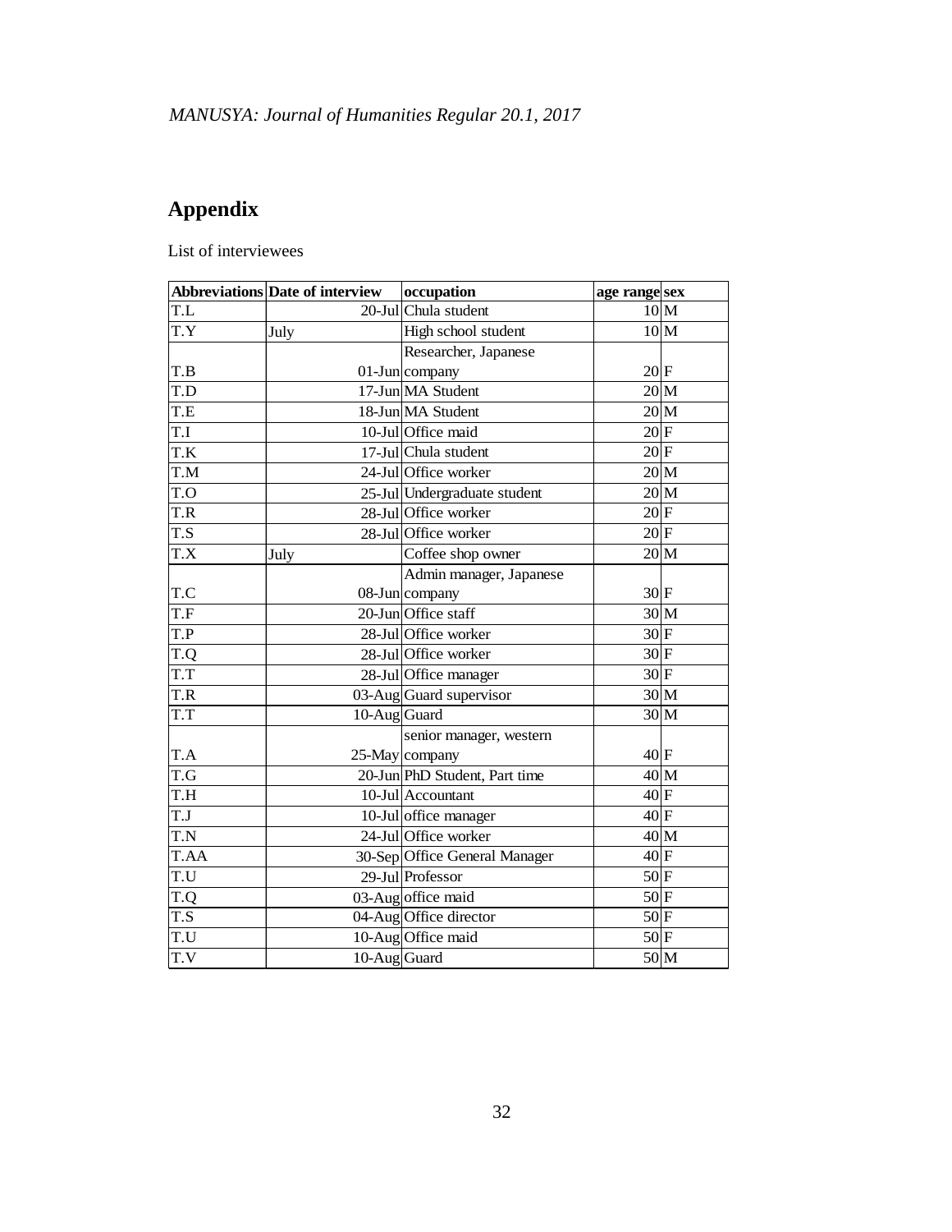# Appendix

List of interviewees

| Abbreviations | Date of interview | occupation | age range | sex |
|---|---|---|---|---|
| T.L | 20-Jul | Chula student | 10 | M |
| T.Y | July | High school student | 10 | M |
| T.B | 01-Jun | Researcher, Japanese company | 20 | F |
| T.D | 17-Jun | MA Student | 20 | M |
| T.E | 18-Jun | MA Student | 20 | M |
| T.I | 10-Jul | Office maid | 20 | F |
| T.K | 17-Jul | Chula student | 20 | F |
| T.M | 24-Jul | Office worker | 20 | M |
| T.O | 25-Jul | Undergraduate student | 20 | M |
| T.R | 28-Jul | Office worker | 20 | F |
| T.S | 28-Jul | Office worker | 20 | F |
| T.X | July | Coffee shop owner | 20 | M |
| T.C | 08-Jun | Admin manager, Japanese company | 30 | F |
| T.F | 20-Jun | Office staff | 30 | M |
| T.P | 28-Jul | Office worker | 30 | F |
| T.Q | 28-Jul | Office worker | 30 | F |
| T.T | 28-Jul | Office manager | 30 | F |
| T.R | 03-Aug | Guard supervisor | 30 | M |
| T.T | 10-Aug | Guard | 30 | M |
| T.A | 25-May | senior manager, western company | 40 | F |
| T.G | 20-Jun | PhD Student, Part time | 40 | M |
| T.H | 10-Jul | Accountant | 40 | F |
| T.J | 10-Jul | office manager | 40 | F |
| T.N | 24-Jul | Office worker | 40 | M |
| T.AA | 30-Sep | Office General Manager | 40 | F |
| T.U | 29-Jul | Professor | 50 | F |
| T.Q | 03-Aug | office maid | 50 | F |
| T.S | 04-Aug | Office director | 50 | F |
| T.U | 10-Aug | Office maid | 50 | F |
| T.V | 10-Aug | Guard | 50 | M |